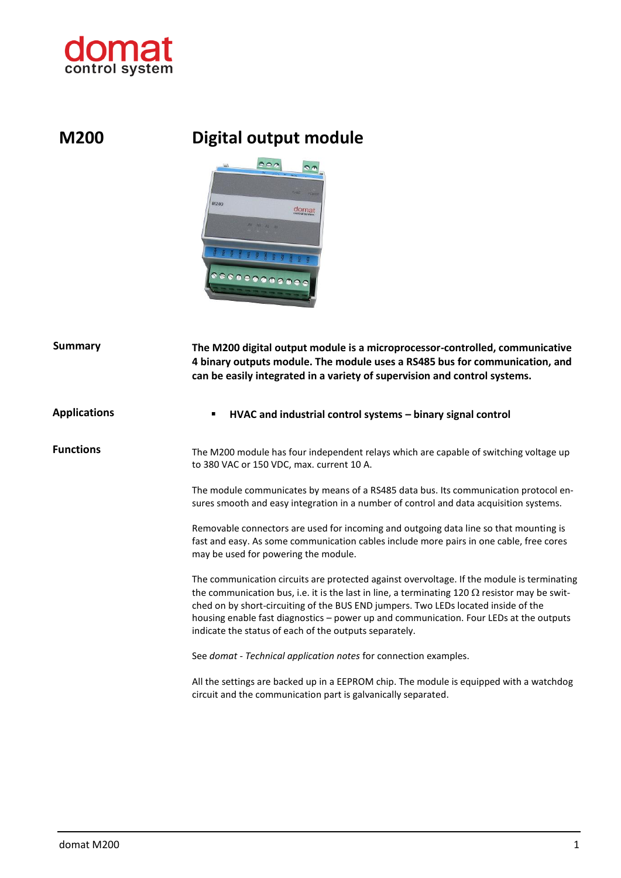# M200 Digital output module

## Summary

**The M200 digital output module is a microprocessor-controlled, communicative 4 binary outputs module. The module uses a RS485 bus for communication, and can be easily integrated in a variety of supervision and control systems.**

## Applications

- **HVAC and industrial control systems – binary signal control**

## Functions

The M200 module has four independent relays which are capable of switching voltage up to 380 VAC or 150 VDC, max. current 10 A.

The module communicates by means of a RS485 data bus. Its communication protocol ensures smooth and easy integration in a number of control and data acquisition systems.

Removable connectors are used for incoming and outgoing data line so that mounting is fast and easy. As some communication cables include more pairs in one cable, free cores may be used for powering the module.

The communication circuits are protected against overvoltage. If the module is terminating the communication bus, i.e. it is the last in line, a terminating 120 Ω resistor may be switched on by short-circuiting of the BUS END jumpers. Two LEDs located inside of the housing enable fast diagnostics – power up and communication. Four LEDs at the outputs indicate the status of each of the outputs separately.

See *domat - Technical application notes* for connection examples.

All the settings are backed up in a EEPROM chip. The module is equipped with a watchdog circuit and the communication part is galvanically separated.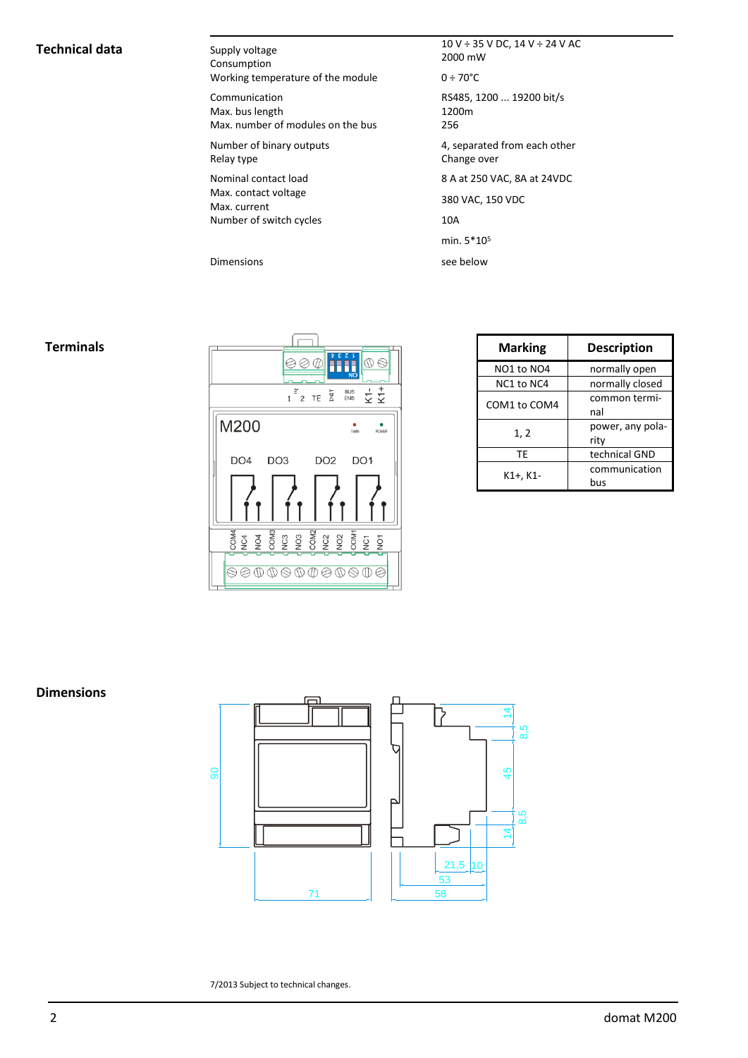## Technical data

| | |
|---|---|
| Supply voltage | 10 V ÷ 35 V DC, 14 V ÷ 24 V AC |
| Consumption | 2000 mW |
| Working temperature of the module | 0 ÷ 70°C |
| Communication | RS485, 1200 ... 19200 bit/s |
| Max. bus length | 1200m |
| Max. number of modules on the bus | 256 |
| Number of binary outputs | 4, separated from each other |
| Relay type | Change over |
| Nominal contact load | 8 A at 250 VAC, 8A at 24VDC |
| Max. contact voltage | 380 VAC, 150 VDC |
| Max. current | 10A |
| Number of switch cycles | min. $5*10^5$ |
| Dimensions | see below |

## Terminals

1 2 TE INIT BUS END K1- K1+

M200

DO4 DO3 DO2 DO1

COM4 NC4 NO4 COM3 NC3 NO3 COM2 NC2 NO2 COM1 NC1 NO1

| Marking | Description |
|---|---|
| NO1 to NO4 | normally open |
| NC1 to NC4 | normally closed |
| COM1 to COM4 | common terminal |
| 1, 2 | power, any polarity |
| TE | technical GND |
| K1+, K1- | communication bus |

## Dimensions

90

71

14

8,5

45

8,5

14

21,5 10

53

58

7/2013 Subject to technical changes.